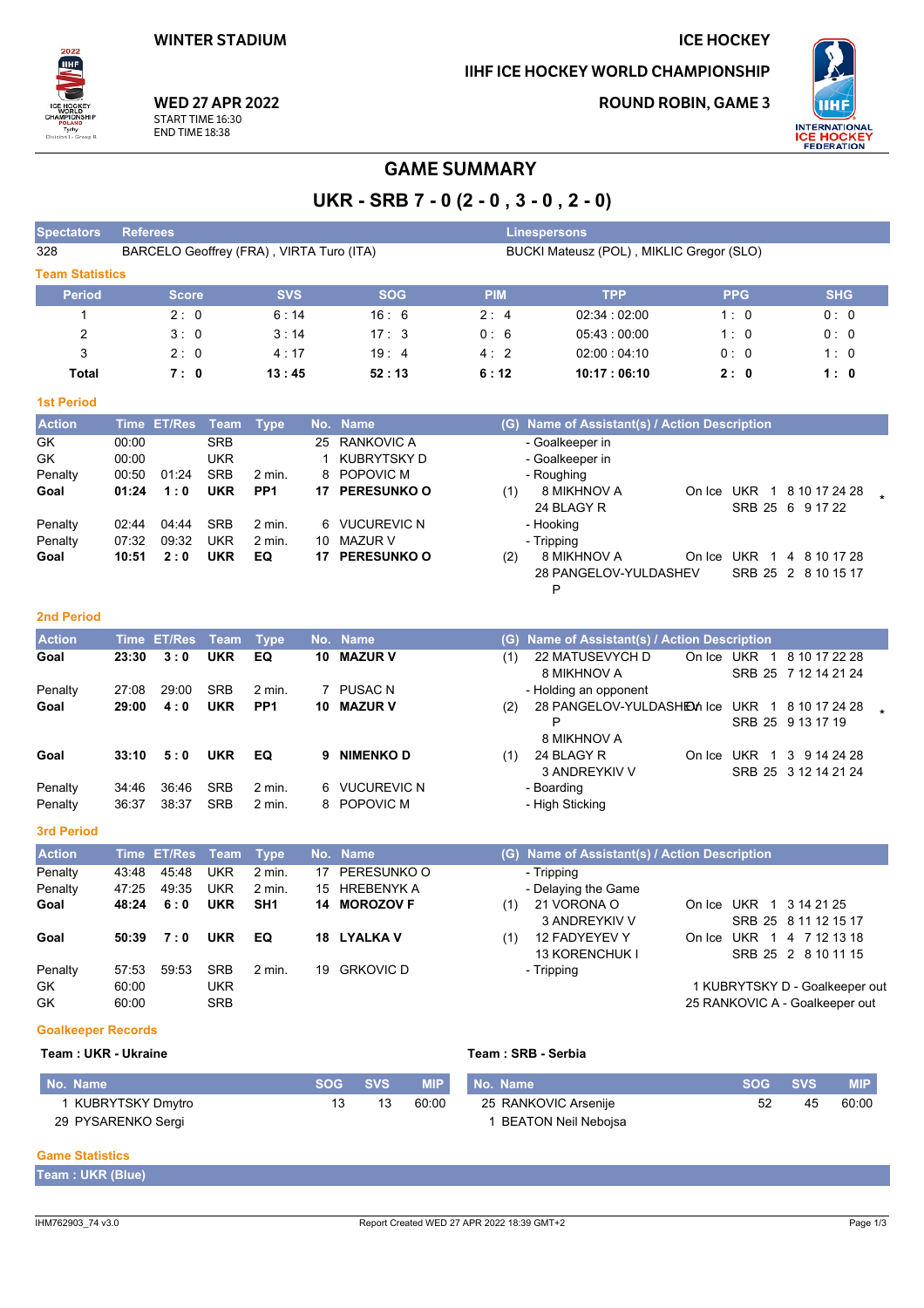WINTER STADIUM

WED 27 APR 2022
START TIME 16:30
END TIME 18:38

ICE HOCKEY

IIHF ICE HOCKEY WORLD CHAMPIONSHIP

ROUND ROBIN, GAME 3

# GAME SUMMARY

## UKR - SRB 7 - 0 (2 - 0 , 3 - 0 , 2 - 0)

| Spectators | Referees | Linespersons |
|---|---|---|
| 328 | BARCELO Geoffrey (FRA) , VIRTA Turo (ITA) | BUCKI Mateusz (POL) , MIKLIC Gregor (SLO) |

### Team Statistics

| Period | Score | SVS | SOG | PIM | TPP | PPG | SHG |
|---|---|---|---|---|---|---|---|
| 1 | 2 : 0 | 6 : 14 | 16 : 6 | 2 : 4 | 02:34 : 02:00 | 1 : 0 | 0 : 0 |
| 2 | 3 : 0 | 3 : 14 | 17 : 3 | 0 : 6 | 05:43 : 00:00 | 1 : 0 | 0 : 0 |
| 3 | 2 : 0 | 4 : 17 | 19 : 4 | 4 : 2 | 02:00 : 04:10 | 0 : 0 | 1 : 0 |
| **Total** | **7 : 0** | **13 : 45** | **52 : 13** | **6 : 12** | **10:17 : 06:10** | **2 : 0** | **1 : 0** |

### 1st Period

| Action | Time | ET/Res | Team | Type | No. | Name | (G) | Name of Assistant(s) / Action Description | On Ice | |
|---|---|---|---|---|---|---|---|---|---|---|
| GK | 00:00 | | SRB | | 25 | RANKOVIC A | | - Goalkeeper in | | |
| GK | 00:00 | | UKR | | 1 | KUBRYTSKY D | | - Goalkeeper in | | |
| Penalty | 00:50 | 01:24 | SRB | 2 min. | 8 | POPOVIC M | | - Roughing | | |
| **Goal** | **01:24** | **1 : 0** | **UKR** | **PP1** | **17** | **PERESUNKO O** | (1) | 8 MIKHNOV A, 24 BLAGY R | On Ice UKR 1 8 10 17 24 28 / SRB 25 6 9 17 22 | * |
| Penalty | 02:44 | 04:44 | SRB | 2 min. | 6 | VUCUREVIC N | | - Hooking | | |
| Penalty | 07:32 | 09:32 | UKR | 2 min. | 10 | MAZUR V | | - Tripping | | |
| **Goal** | **10:51** | **2 : 0** | **UKR** | **EQ** | **17** | **PERESUNKO O** | (2) | 8 MIKHNOV A, 28 PANGELOV-YULDASHEV P | On Ice UKR 1 4 8 10 17 28 / SRB 25 2 8 10 15 17 | |

### 2nd Period

| Action | Time | ET/Res | Team | Type | No. | Name | (G) | Name of Assistant(s) / Action Description | On Ice | |
|---|---|---|---|---|---|---|---|---|---|---|
| **Goal** | **23:30** | **3 : 0** | **UKR** | **EQ** | **10** | **MAZUR V** | (1) | 22 MATUSEVYCH D, 8 MIKHNOV A | On Ice UKR 1 8 10 17 22 28 / SRB 25 7 12 14 21 24 | |
| Penalty | 27:08 | 29:00 | SRB | 2 min. | 7 | PUSAC N | | - Holding an opponent | | |
| **Goal** | **29:00** | **4 : 0** | **UKR** | **PP1** | **10** | **MAZUR V** | (2) | 28 PANGELOV-YULDASHEV P, 8 MIKHNOV A | On Ice UKR 1 8 10 17 24 28 / SRB 25 9 13 17 19 | * |
| **Goal** | **33:10** | **5 : 0** | **UKR** | **EQ** | **9** | **NIMENKO D** | (1) | 24 BLAGY R, 3 ANDREYKIV V | On Ice UKR 1 3 9 14 24 28 / SRB 25 3 12 14 21 24 | |
| Penalty | 34:46 | 36:46 | SRB | 2 min. | 6 | VUCUREVIC N | | - Boarding | | |
| Penalty | 36:37 | 38:37 | SRB | 2 min. | 8 | POPOVIC M | | - High Sticking | | |

### 3rd Period

| Action | Time | ET/Res | Team | Type | No. | Name | (G) | Name of Assistant(s) / Action Description | On Ice |
|---|---|---|---|---|---|---|---|---|---|
| Penalty | 43:48 | 45:48 | UKR | 2 min. | 17 | PERESUNKO O | | - Tripping | |
| Penalty | 47:25 | 49:35 | UKR | 2 min. | 15 | HREBENYK A | | - Delaying the Game | |
| **Goal** | **48:24** | **6 : 0** | **UKR** | **SH1** | **14** | **MOROZOV F** | (1) | 21 VORONA O, 3 ANDREYKIV V | On Ice UKR 1 3 14 21 25 / SRB 25 8 11 12 15 17 |
| **Goal** | **50:39** | **7 : 0** | **UKR** | **EQ** | **18** | **LYALKA V** | (1) | 12 FADYEYEV Y, 13 KORENCHUK I | On Ice UKR 1 4 7 12 13 18 / SRB 25 2 8 10 11 15 |
| Penalty | 57:53 | 59:53 | SRB | 2 min. | 19 | GRKOVIC D | | - Tripping | |
| GK | 60:00 | | UKR | | | | | 1 KUBRYTSKY D - Goalkeeper out | |
| GK | 60:00 | | SRB | | | | | 25 RANKOVIC A - Goalkeeper out | |

### Goalkeeper Records

**Team : UKR - Ukraine**

| No. Name | SOG | SVS | MIP |
|---|---|---|---|
| 1 KUBRYTSKY Dmytro | 13 | 13 | 60:00 |
| 29 PYSARENKO Sergi | | | |

**Team : SRB - Serbia**

| No. Name | SOG | SVS | MIP |
|---|---|---|---|
| 25 RANKOVIC Arsenije | 52 | 45 | 60:00 |
| 1 BEATON Neil Nebojsa | | | |

### Game Statistics

**Team : UKR (Blue)**

IHM762903_74 v3.0 Report Created WED 27 APR 2022 18:39 GMT+2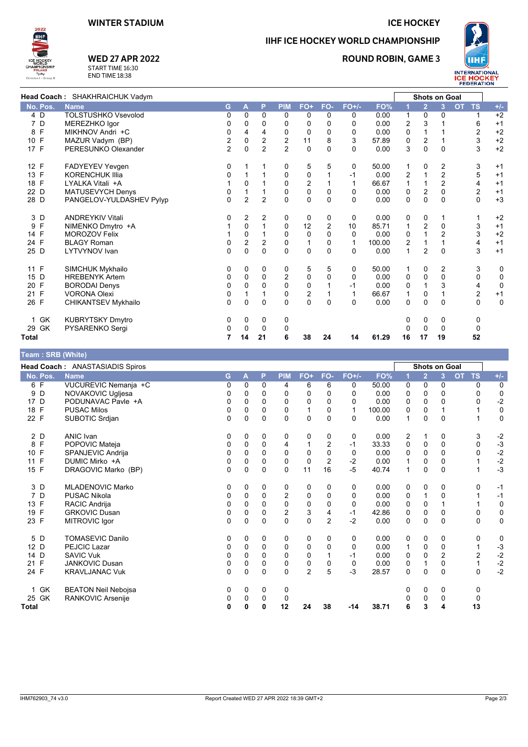# WINTER STADIUM

## ICE HOCKEY

## IIHF ICE HOCKEY WORLD CHAMPIONSHIP

### WED 27 APR 2022

START TIME 16:30
END TIME 18:38

### ROUND ROBIN, GAME 3

**Head Coach :** SHAKHRAICHUK Vadym

| No. | Pos. | Name | G | A | P | PIM | FO+ | FO- | FO+/- | FO% | Shots on Goal 1 | 2 | 3 | OT | TS | +/- |
|---|---|---|---|---|---|---|---|---|---|---|---|---|---|---|---|---|
| 4 | D | TOLSTUSHKO Vsevolod | 0 | 0 | 0 | 0 | 0 | 0 | 0 | 0.00 | 1 | 0 | 0 | | 1 | +2 |
| 7 | D | MEREZHKO Igor | 0 | 0 | 0 | 0 | 0 | 0 | 0 | 0.00 | 2 | 3 | 1 | | 6 | +1 |
| 8 | F | MIKHNOV Andri +C | 0 | 4 | 4 | 0 | 0 | 0 | 0 | 0.00 | 0 | 1 | 1 | | 2 | +2 |
| 10 | F | MAZUR Vadym (BP) | 2 | 0 | 2 | 2 | 11 | 8 | 3 | 57.89 | 0 | 2 | 1 | | 3 | +2 |
| 17 | F | PERESUNKO Olexander | 2 | 0 | 2 | 2 | 0 | 0 | 0 | 0.00 | 3 | 0 | 0 | | 3 | +2 |
| 12 | F | FADYEYEV Yevgen | 0 | 1 | 1 | 0 | 5 | 5 | 0 | 50.00 | 1 | 0 | 2 | | 3 | +1 |
| 13 | F | KORENCHUK Illia | 0 | 1 | 1 | 0 | 0 | 1 | -1 | 0.00 | 2 | 1 | 2 | | 5 | +1 |
| 18 | F | LYALKA Vitali +A | 1 | 0 | 1 | 0 | 2 | 1 | 1 | 66.67 | 1 | 1 | 2 | | 4 | +1 |
| 22 | D | MATUSEVYCH Denys | 0 | 1 | 1 | 0 | 0 | 0 | 0 | 0.00 | 0 | 2 | 0 | | 2 | +1 |
| 28 | D | PANGELOV-YULDASHEV Pylyp | 0 | 2 | 2 | 0 | 0 | 0 | 0 | 0.00 | 0 | 0 | 0 | | 0 | +3 |
| 3 | D | ANDREYKIV Vitali | 0 | 2 | 2 | 0 | 0 | 0 | 0 | 0.00 | 0 | 0 | 1 | | 1 | +2 |
| 9 | F | NIMENKO Dmytro +A | 1 | 0 | 1 | 0 | 12 | 2 | 10 | 85.71 | 1 | 2 | 0 | | 3 | +1 |
| 14 | F | MOROZOV Felix | 1 | 0 | 1 | 0 | 0 | 0 | 0 | 0.00 | 0 | 1 | 2 | | 3 | +2 |
| 24 | F | BLAGY Roman | 0 | 2 | 2 | 0 | 1 | 0 | 1 | 100.00 | 2 | 1 | 1 | | 4 | +1 |
| 25 | D | LYTVYNOV Ivan | 0 | 0 | 0 | 0 | 0 | 0 | 0 | 0.00 | 1 | 2 | 0 | | 3 | +1 |
| 11 | F | SIMCHUK Mykhailo | 0 | 0 | 0 | 0 | 5 | 5 | 0 | 50.00 | 1 | 0 | 2 | | 3 | 0 |
| 15 | D | HREBENYK Artem | 0 | 0 | 0 | 2 | 0 | 0 | 0 | 0.00 | 0 | 0 | 0 | | 0 | 0 |
| 20 | F | BORODAI Denys | 0 | 0 | 0 | 0 | 0 | 1 | -1 | 0.00 | 0 | 1 | 3 | | 4 | 0 |
| 21 | F | VORONA Olexi | 0 | 1 | 1 | 0 | 2 | 1 | 1 | 66.67 | 1 | 0 | 1 | | 2 | +1 |
| 26 | F | CHIKANTSEV Mykhailo | 0 | 0 | 0 | 0 | 0 | 0 | 0 | 0.00 | 0 | 0 | 0 | | 0 | 0 |
| 1 | GK | KUBRYTSKY Dmytro | 0 | 0 | 0 | 0 | | | | | 0 | 0 | 0 | | 0 | |
| 29 | GK | PYSARENKO Sergi | 0 | 0 | 0 | 0 | | | | | 0 | 0 | 0 | | 0 | |
| **Total** | | | **7** | **14** | **21** | **6** | **38** | **24** | **14** | **61.29** | **16** | **17** | **19** | | **52** | |

## Team : SRB (White)

**Head Coach :** ANASTASIADIS Spiros

| No. | Pos. | Name | G | A | P | PIM | FO+ | FO- | FO+/- | FO% | Shots on Goal 1 | 2 | 3 | OT | TS | +/- |
|---|---|---|---|---|---|---|---|---|---|---|---|---|---|---|---|---|
| 6 | F | VUCUREVIC Nemanja +C | 0 | 0 | 0 | 4 | 6 | 6 | 0 | 50.00 | 0 | 0 | 0 | | 0 | 0 |
| 9 | D | NOVAKOVIC Ugljesa | 0 | 0 | 0 | 0 | 0 | 0 | 0 | 0.00 | 0 | 0 | 0 | | 0 | 0 |
| 17 | D | PODUNAVAC Pavle +A | 0 | 0 | 0 | 0 | 0 | 0 | 0 | 0.00 | 0 | 0 | 0 | | 0 | -2 |
| 18 | F | PUSAC Milos | 0 | 0 | 0 | 0 | 1 | 0 | 1 | 100.00 | 0 | 0 | 1 | | 1 | 0 |
| 22 | F | SUBOTIC Srdjan | 0 | 0 | 0 | 0 | 0 | 0 | 0 | 0.00 | 1 | 0 | 0 | | 1 | 0 |
| 2 | D | ANIC Ivan | 0 | 0 | 0 | 0 | 0 | 0 | 0 | 0.00 | 2 | 1 | 0 | | 3 | -2 |
| 8 | F | POPOVIC Mateja | 0 | 0 | 0 | 4 | 1 | 2 | -1 | 33.33 | 0 | 0 | 0 | | 0 | -3 |
| 10 | F | SPANJEVIC Andrija | 0 | 0 | 0 | 0 | 0 | 0 | 0 | 0.00 | 0 | 0 | 0 | | 0 | -2 |
| 11 | F | DUMIC Mirko +A | 0 | 0 | 0 | 0 | 0 | 2 | -2 | 0.00 | 1 | 0 | 0 | | 1 | -2 |
| 15 | F | DRAGOVIC Marko (BP) | 0 | 0 | 0 | 0 | 11 | 16 | -5 | 40.74 | 1 | 0 | 0 | | 1 | -3 |
| 3 | D | MLADENOVIC Marko | 0 | 0 | 0 | 0 | 0 | 0 | 0 | 0.00 | 0 | 0 | 0 | | 0 | -1 |
| 7 | D | PUSAC Nikola | 0 | 0 | 0 | 2 | 0 | 0 | 0 | 0.00 | 0 | 1 | 0 | | 1 | -1 |
| 13 | F | RACIC Andrija | 0 | 0 | 0 | 0 | 0 | 0 | 0 | 0.00 | 0 | 0 | 1 | | 1 | 0 |
| 19 | F | GRKOVIC Dusan | 0 | 0 | 0 | 2 | 3 | 4 | -1 | 42.86 | 0 | 0 | 0 | | 0 | 0 |
| 23 | F | MITROVIC Igor | 0 | 0 | 0 | 0 | 0 | 2 | -2 | 0.00 | 0 | 0 | 0 | | 0 | 0 |
| 5 | D | TOMASEVIC Danilo | 0 | 0 | 0 | 0 | 0 | 0 | 0 | 0.00 | 0 | 0 | 0 | | 0 | 0 |
| 12 | D | PEJCIC Lazar | 0 | 0 | 0 | 0 | 0 | 0 | 0 | 0.00 | 1 | 0 | 0 | | 1 | -3 |
| 14 | D | SAVIC Vuk | 0 | 0 | 0 | 0 | 0 | 1 | -1 | 0.00 | 0 | 0 | 2 | | 2 | -2 |
| 21 | F | JANKOVIC Dusan | 0 | 0 | 0 | 0 | 0 | 0 | 0 | 0.00 | 0 | 1 | 0 | | 1 | -2 |
| 24 | F | KRAVLJANAC Vuk | 0 | 0 | 0 | 0 | 2 | 5 | -3 | 28.57 | 0 | 0 | 0 | | 0 | -2 |
| 1 | GK | BEATON Neil Nebojsa | 0 | 0 | 0 | 0 | | | | | 0 | 0 | 0 | | 0 | |
| 25 | GK | RANKOVIC Arsenije | 0 | 0 | 0 | 0 | | | | | 0 | 0 | 0 | | 0 | |
| **Total** | | | **0** | **0** | **0** | **12** | **24** | **38** | **-14** | **38.71** | **6** | **3** | **4** | | **13** | |

IHM762903_74 v3.0 Report Created WED 27 APR 2022 18:39 GMT+2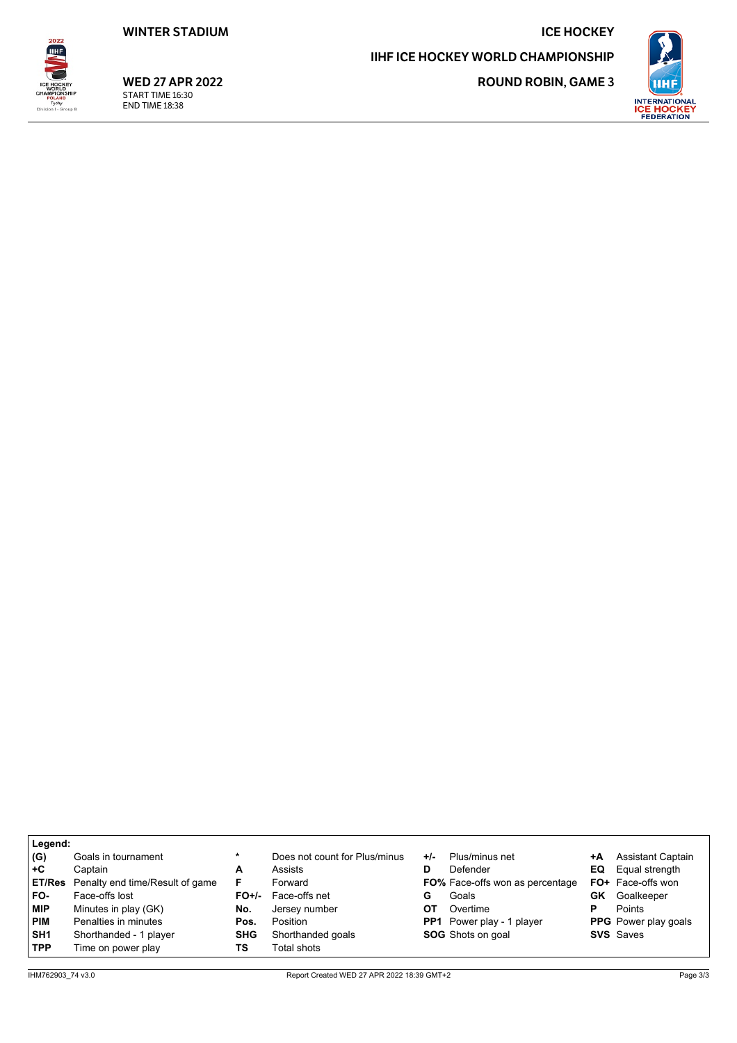**Legend:**

| | | | | | | | |
|---|---|---|---|---|---|---|---|
| **(G)** | Goals in tournament | **\*** | Does not count for Plus/minus | **+/-** | Plus/minus net | **+A** | Assistant Captain |
| **+C** | Captain | **A** | Assists | **D** | Defender | **EQ** | Equal strength |
| **ET/Res** | Penalty end time/Result of game | **F** | Forward | **FO%** | Face-offs won as percentage | **FO+** | Face-offs won |
| **FO-** | Face-offs lost | **FO+/-** | Face-offs net | **G** | Goals | **GK** | Goalkeeper |
| **MIP** | Minutes in play (GK) | **No.** | Jersey number | **OT** | Overtime | **P** | Points |
| **PIM** | Penalties in minutes | **Pos.** | Position | **PP1** | Power play - 1 player | **PPG** | Power play goals |
| **SH1** | Shorthanded - 1 player | **SHG** | Shorthanded goals | **SOG** | Shots on goal | **SVS** | Saves |
| **TPP** | Time on power play | **TS** | Total shots | | | | |

IHM762903_74 v3.0

Report Created WED 27 APR 2022 18:39 GMT+2